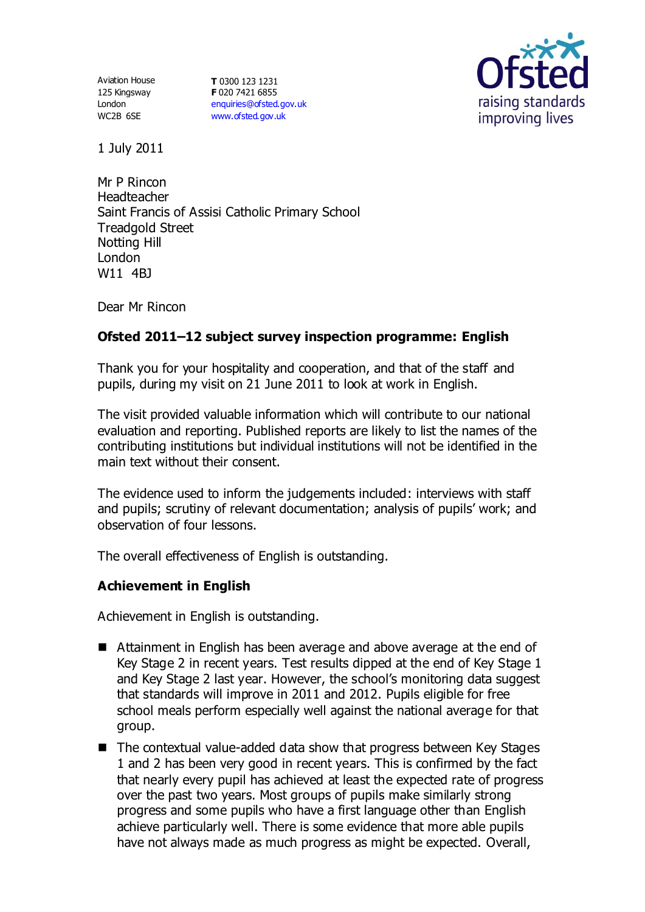Aviation House
125 Kingsway
London
WC2B 6SE

**T** 0300 123 1231
**F** 020 7421 6855
enquiries@ofsted.gov.uk
www.ofsted.gov.uk

Ofsted
raising standards
improving lives

1 July 2011

Mr P Rincon
Headteacher
Saint Francis of Assisi Catholic Primary School
Treadgold Street
Notting Hill
London
W11 4BJ

Dear Mr Rincon

**Ofsted 2011–12 subject survey inspection programme: English**

Thank you for your hospitality and cooperation, and that of the staff and pupils, during my visit on 21 June 2011 to look at work in English.

The visit provided valuable information which will contribute to our national evaluation and reporting. Published reports are likely to list the names of the contributing institutions but individual institutions will not be identified in the main text without their consent.

The evidence used to inform the judgements included: interviews with staff and pupils; scrutiny of relevant documentation; analysis of pupils' work; and observation of four lessons.

The overall effectiveness of English is outstanding.

**Achievement in English**

Achievement in English is outstanding.

- Attainment in English has been average and above average at the end of Key Stage 2 in recent years. Test results dipped at the end of Key Stage 1 and Key Stage 2 last year. However, the school's monitoring data suggest that standards will improve in 2011 and 2012. Pupils eligible for free school meals perform especially well against the national average for that group.
- The contextual value-added data show that progress between Key Stages 1 and 2 has been very good in recent years. This is confirmed by the fact that nearly every pupil has achieved at least the expected rate of progress over the past two years. Most groups of pupils make similarly strong progress and some pupils who have a first language other than English achieve particularly well. There is some evidence that more able pupils have not always made as much progress as might be expected. Overall,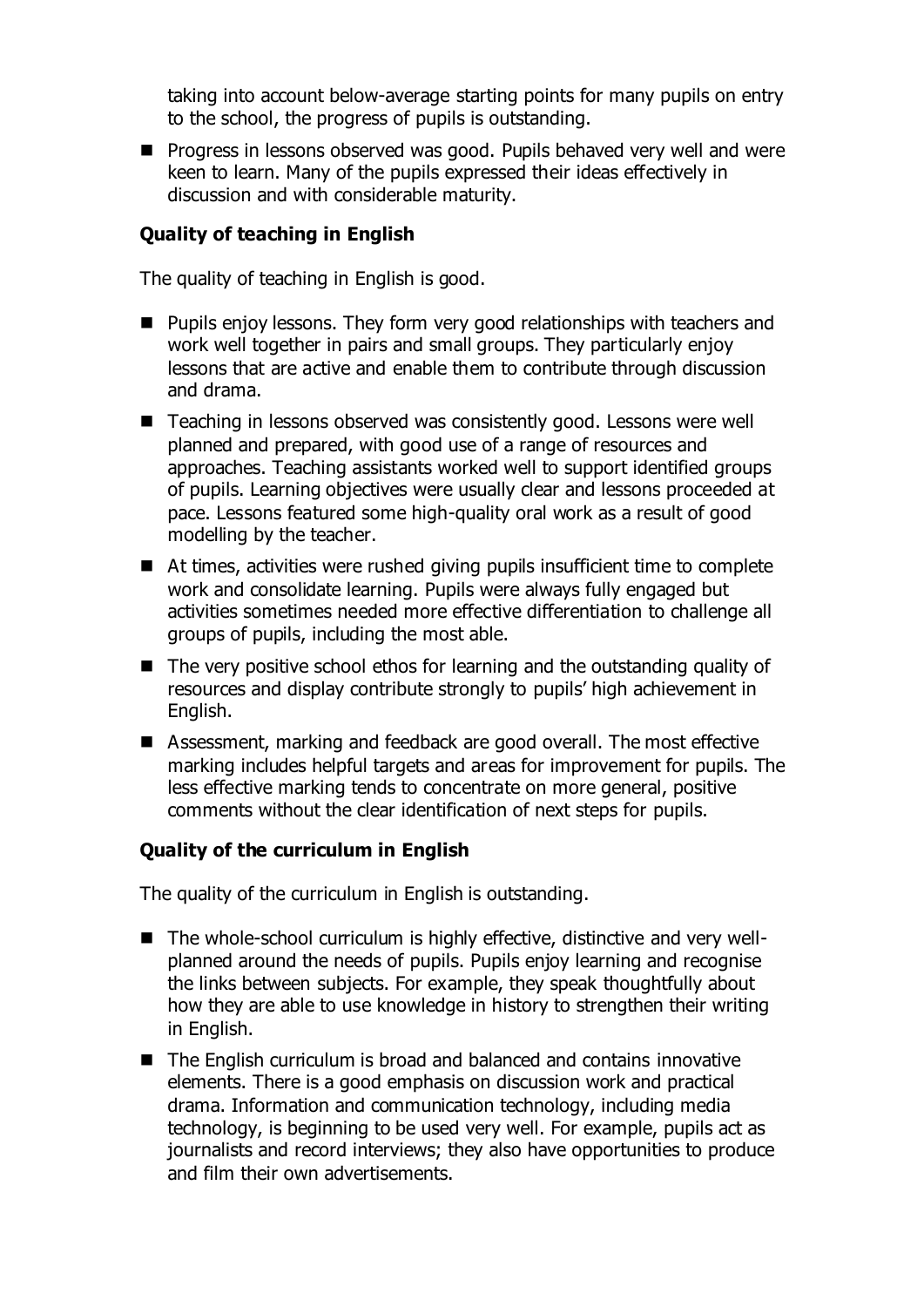taking into account below-average starting points for many pupils on entry to the school, the progress of pupils is outstanding.

- Progress in lessons observed was good. Pupils behaved very well and were keen to learn. Many of the pupils expressed their ideas effectively in discussion and with considerable maturity.

### Quality of teaching in English

The quality of teaching in English is good.

- Pupils enjoy lessons. They form very good relationships with teachers and work well together in pairs and small groups. They particularly enjoy lessons that are active and enable them to contribute through discussion and drama.
- Teaching in lessons observed was consistently good. Lessons were well planned and prepared, with good use of a range of resources and approaches. Teaching assistants worked well to support identified groups of pupils. Learning objectives were usually clear and lessons proceeded at pace. Lessons featured some high-quality oral work as a result of good modelling by the teacher.
- At times, activities were rushed giving pupils insufficient time to complete work and consolidate learning. Pupils were always fully engaged but activities sometimes needed more effective differentiation to challenge all groups of pupils, including the most able.
- The very positive school ethos for learning and the outstanding quality of resources and display contribute strongly to pupils' high achievement in English.
- Assessment, marking and feedback are good overall. The most effective marking includes helpful targets and areas for improvement for pupils. The less effective marking tends to concentrate on more general, positive comments without the clear identification of next steps for pupils.

### Quality of the curriculum in English

The quality of the curriculum in English is outstanding.

- The whole-school curriculum is highly effective, distinctive and very well-planned around the needs of pupils. Pupils enjoy learning and recognise the links between subjects. For example, they speak thoughtfully about how they are able to use knowledge in history to strengthen their writing in English.
- The English curriculum is broad and balanced and contains innovative elements. There is a good emphasis on discussion work and practical drama. Information and communication technology, including media technology, is beginning to be used very well. For example, pupils act as journalists and record interviews; they also have opportunities to produce and film their own advertisements.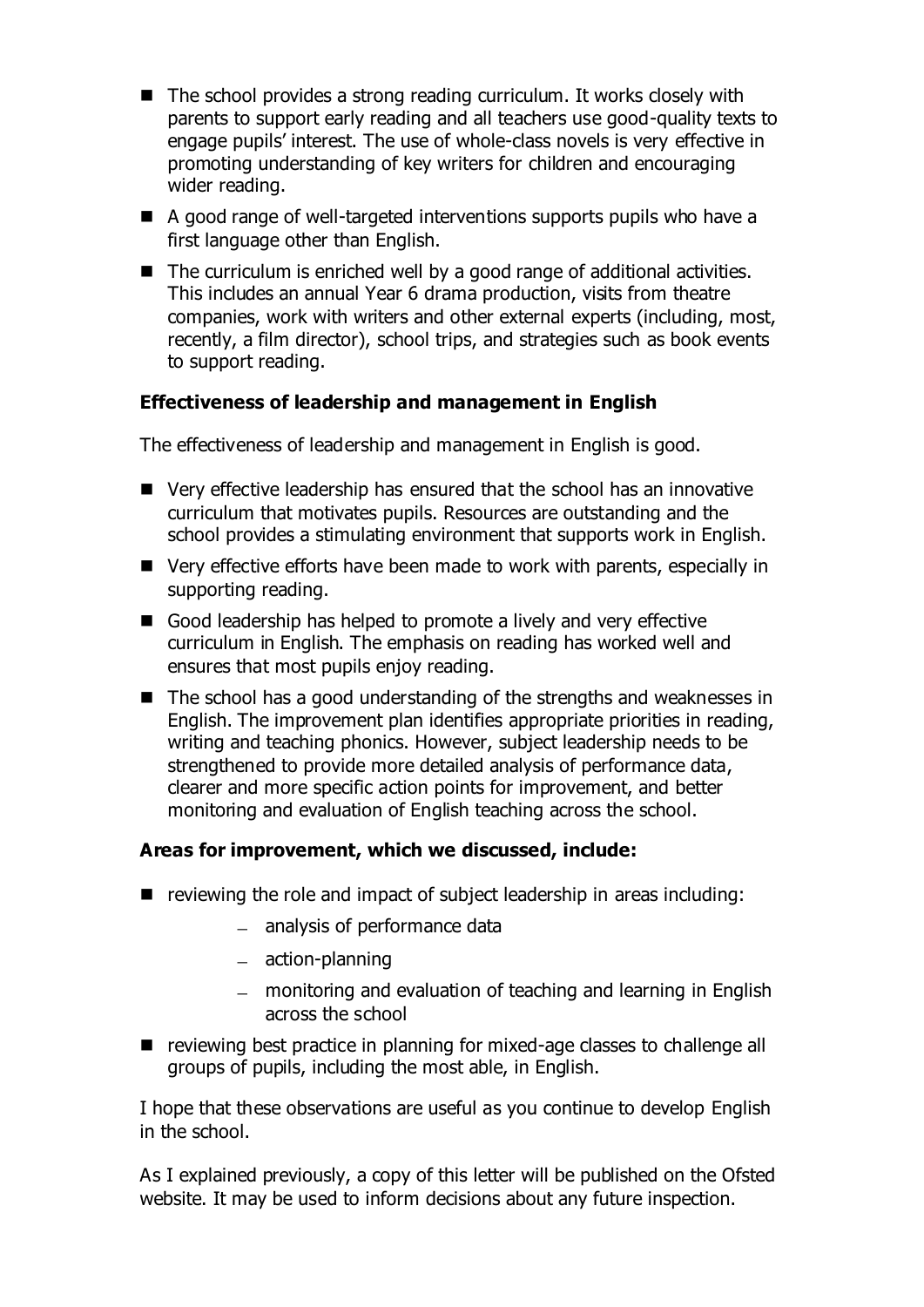- The school provides a strong reading curriculum. It works closely with parents to support early reading and all teachers use good-quality texts to engage pupils' interest. The use of whole-class novels is very effective in promoting understanding of key writers for children and encouraging wider reading.
- A good range of well-targeted interventions supports pupils who have a first language other than English.
- The curriculum is enriched well by a good range of additional activities. This includes an annual Year 6 drama production, visits from theatre companies, work with writers and other external experts (including, most, recently, a film director), school trips, and strategies such as book events to support reading.

**Effectiveness of leadership and management in English**

The effectiveness of leadership and management in English is good.

- Very effective leadership has ensured that the school has an innovative curriculum that motivates pupils. Resources are outstanding and the school provides a stimulating environment that supports work in English.
- Very effective efforts have been made to work with parents, especially in supporting reading.
- Good leadership has helped to promote a lively and very effective curriculum in English. The emphasis on reading has worked well and ensures that most pupils enjoy reading.
- The school has a good understanding of the strengths and weaknesses in English. The improvement plan identifies appropriate priorities in reading, writing and teaching phonics. However, subject leadership needs to be strengthened to provide more detailed analysis of performance data, clearer and more specific action points for improvement, and better monitoring and evaluation of English teaching across the school.

**Areas for improvement, which we discussed, include:**

- reviewing the role and impact of subject leadership in areas including:
  - analysis of performance data
  - action-planning
  - monitoring and evaluation of teaching and learning in English across the school
- reviewing best practice in planning for mixed-age classes to challenge all groups of pupils, including the most able, in English.

I hope that these observations are useful as you continue to develop English in the school.

As I explained previously, a copy of this letter will be published on the Ofsted website. It may be used to inform decisions about any future inspection.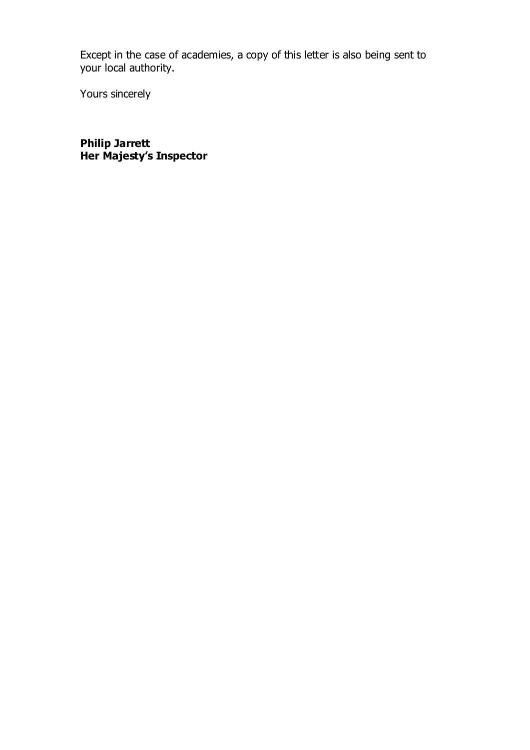Except in the case of academies, a copy of this letter is also being sent to your local authority.

Yours sincerely

**Philip Jarrett**
**Her Majesty's Inspector**